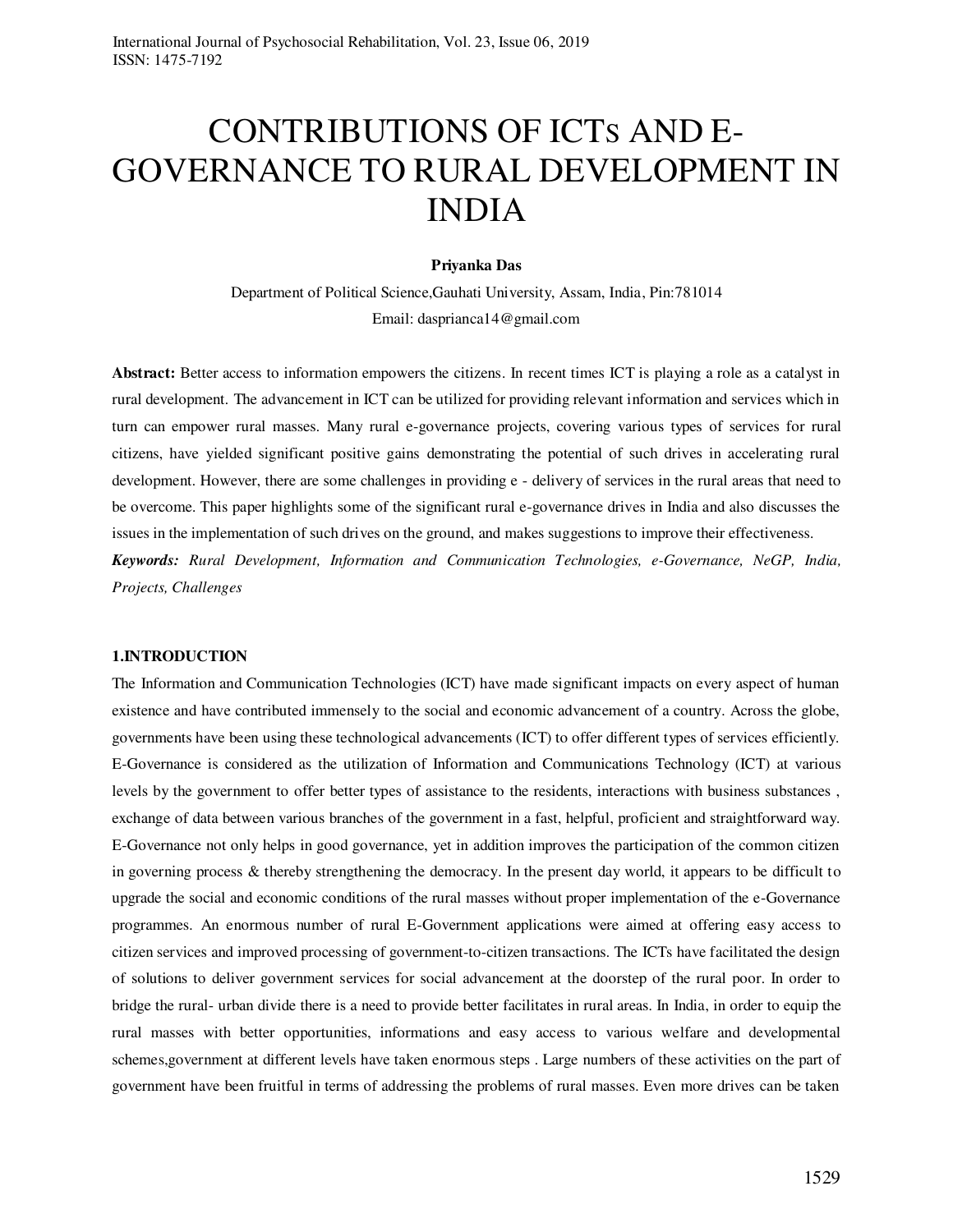# CONTRIBUTIONS OF ICTs AND E-GOVERNANCE TO RURAL DEVELOPMENT IN INDIA

**Priyanka Das**

Department of Political Science,Gauhati University, Assam, India, Pin:781014

Email: dasprianca14@gmail.com

**Abstract:** Better access to information empowers the citizens. In recent times ICT is playing a role as a catalyst in rural development. The advancement in ICT can be utilized for providing relevant information and services which in turn can empower rural masses. Many rural e-governance projects, covering various types of services for rural citizens, have yielded significant positive gains demonstrating the potential of such drives in accelerating rural development. However, there are some challenges in providing e - delivery of services in the rural areas that need to be overcome. This paper highlights some of the significant rural e-governance drives in India and also discusses the issues in the implementation of such drives on the ground, and makes suggestions to improve their effectiveness.

***Keywords:*** *Rural Development, Information and Communication Technologies, e-Governance, NeGP, India, Projects, Challenges*

## 1.INTRODUCTION

The Information and Communication Technologies (ICT) have made significant impacts on every aspect of human existence and have contributed immensely to the social and economic advancement of a country. Across the globe, governments have been using these technological advancements (ICT) to offer different types of services efficiently. E-Governance is considered as the utilization of Information and Communications Technology (ICT) at various levels by the government to offer better types of assistance to the residents, interactions with business substances , exchange of data between various branches of the government in a fast, helpful, proficient and straightforward way. E-Governance not only helps in good governance, yet in addition improves the participation of the common citizen in governing process & thereby strengthening the democracy. In the present day world, it appears to be difficult to upgrade the social and economic conditions of the rural masses without proper implementation of the e-Governance programmes. An enormous number of rural E-Government applications were aimed at offering easy access to citizen services and improved processing of government-to-citizen transactions. The ICTs have facilitated the design of solutions to deliver government services for social advancement at the doorstep of the rural poor. In order to bridge the rural- urban divide there is a need to provide better facilitates in rural areas. In India, in order to equip the rural masses with better opportunities, informations and easy access to various welfare and developmental schemes,government at different levels have taken enormous steps . Large numbers of these activities on the part of government have been fruitful in terms of addressing the problems of rural masses. Even more drives can be taken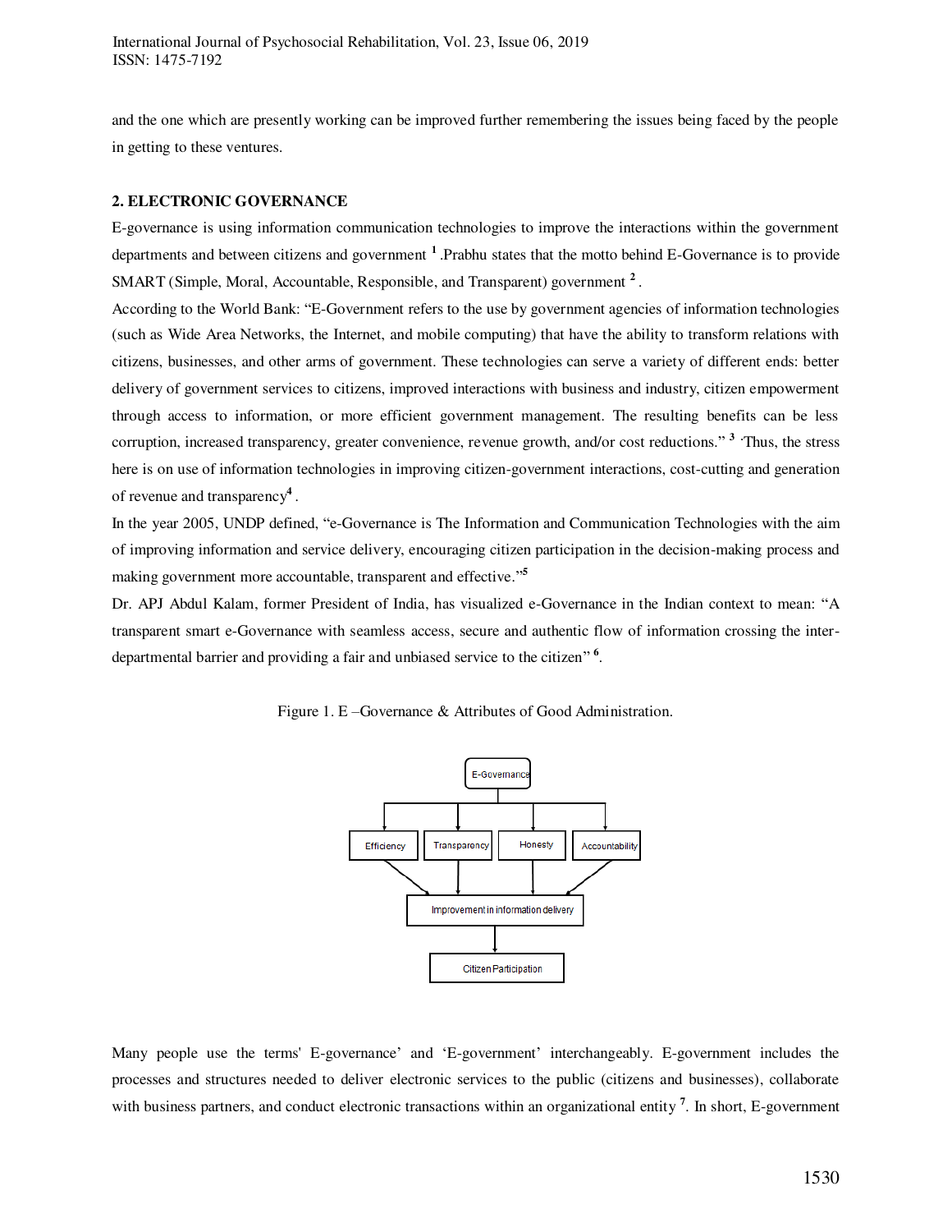and the one which are presently working can be improved further remembering the issues being faced by the people in getting to these ventures.

## 2. ELECTRONIC GOVERNANCE

E-governance is using information communication technologies to improve the interactions within the government departments and between citizens and government [1] .Prabhu states that the motto behind E-Governance is to provide SMART (Simple, Moral, Accountable, Responsible, and Transparent) government [2] .

According to the World Bank: "E-Government refers to the use by government agencies of information technologies (such as Wide Area Networks, the Internet, and mobile computing) that have the ability to transform relations with citizens, businesses, and other arms of government. These technologies can serve a variety of different ends: better delivery of government services to citizens, improved interactions with business and industry, citizen empowerment through access to information, or more efficient government management. The resulting benefits can be less corruption, increased transparency, greater convenience, revenue growth, and/or cost reductions." [3] ·Thus, the stress here is on use of information technologies in improving citizen-government interactions, cost-cutting and generation of revenue and transparency[4] .

In the year 2005, UNDP defined, "e-Governance is The Information and Communication Technologies with the aim of improving information and service delivery, encouraging citizen participation in the decision-making process and making government more accountable, transparent and effective."[5]

Dr. APJ Abdul Kalam, former President of India, has visualized e-Governance in the Indian context to mean: "A transparent smart e-Governance with seamless access, secure and authentic flow of information crossing the inter-departmental barrier and providing a fair and unbiased service to the citizen" [6].

Figure 1. E –Governance & Attributes of Good Administration.

Many people use the terms' E-governance' and 'E-government' interchangeably. E-government includes the processes and structures needed to deliver electronic services to the public (citizens and businesses), collaborate with business partners, and conduct electronic transactions within an organizational entity [7]. In short, E-government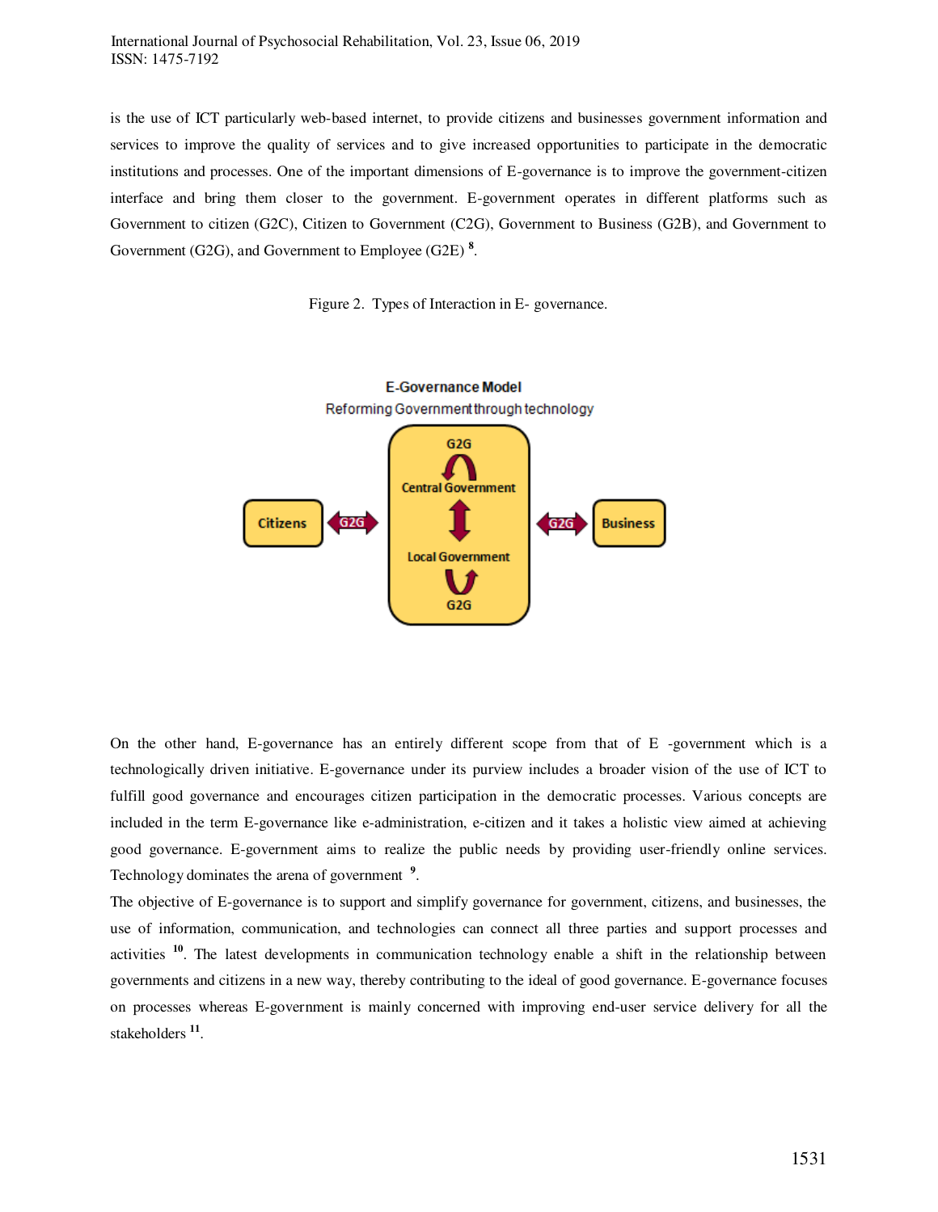is the use of ICT particularly web-based internet, to provide citizens and businesses government information and services to improve the quality of services and to give increased opportunities to participate in the democratic institutions and processes. One of the important dimensions of E-governance is to improve the government-citizen interface and bring them closer to the government. E-government operates in different platforms such as Government to citizen (G2C), Citizen to Government (C2G), Government to Business (G2B), and Government to Government (G2G), and Government to Employee (G2E) [8].

Figure 2. Types of Interaction in E- governance.

On the other hand, E-governance has an entirely different scope from that of E -government which is a technologically driven initiative. E-governance under its purview includes a broader vision of the use of ICT to fulfill good governance and encourages citizen participation in the democratic processes. Various concepts are included in the term E-governance like e-administration, e-citizen and it takes a holistic view aimed at achieving good governance. E-government aims to realize the public needs by providing user-friendly online services. Technology dominates the arena of government [9].

The objective of E-governance is to support and simplify governance for government, citizens, and businesses, the use of information, communication, and technologies can connect all three parties and support processes and activities [10]. The latest developments in communication technology enable a shift in the relationship between governments and citizens in a new way, thereby contributing to the ideal of good governance. E-governance focuses on processes whereas E-government is mainly concerned with improving end-user service delivery for all the stakeholders [11].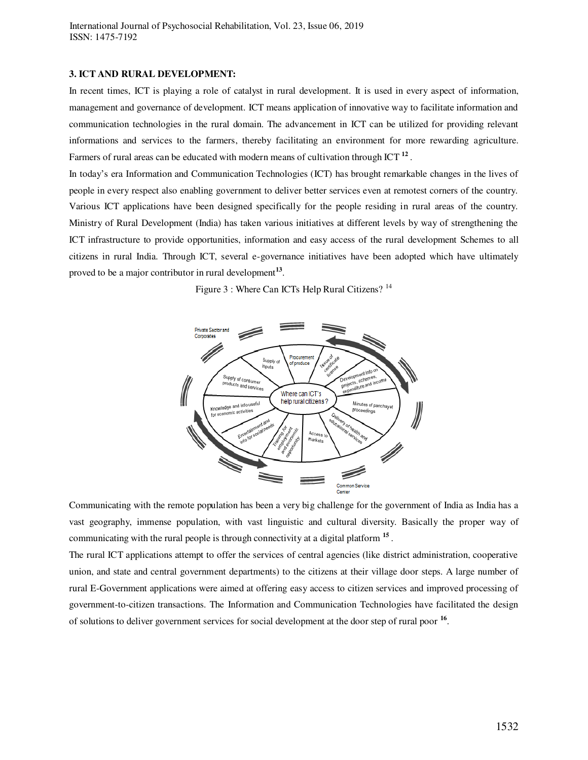### 3. ICT AND RURAL DEVELOPMENT:

In recent times, ICT is playing a role of catalyst in rural development. It is used in every aspect of information, management and governance of development. ICT means application of innovative way to facilitate information and communication technologies in the rural domain. The advancement in ICT can be utilized for providing relevant informations and services to the farmers, thereby facilitating an environment for more rewarding agriculture. Farmers of rural areas can be educated with modern means of cultivation through ICT [12].

In today's era Information and Communication Technologies (ICT) has brought remarkable changes in the lives of people in every respect also enabling government to deliver better services even at remotest corners of the country. Various ICT applications have been designed specifically for the people residing in rural areas of the country. Ministry of Rural Development (India) has taken various initiatives at different levels by way of strengthening the ICT infrastructure to provide opportunities, information and easy access of the rural development Schemes to all citizens in rural India. Through ICT, several e-governance initiatives have been adopted which have ultimately proved to be a major contributor in rural development[13].

Figure 3 : Where Can ICTs Help Rural Citizens? [14]

Communicating with the remote population has been a very big challenge for the government of India as India has a vast geography, immense population, with vast linguistic and cultural diversity. Basically the proper way of communicating with the rural people is through connectivity at a digital platform [15].

The rural ICT applications attempt to offer the services of central agencies (like district administration, cooperative union, and state and central government departments) to the citizens at their village door steps. A large number of rural E-Government applications were aimed at offering easy access to citizen services and improved processing of government-to-citizen transactions. The Information and Communication Technologies have facilitated the design of solutions to deliver government services for social development at the door step of rural poor [16].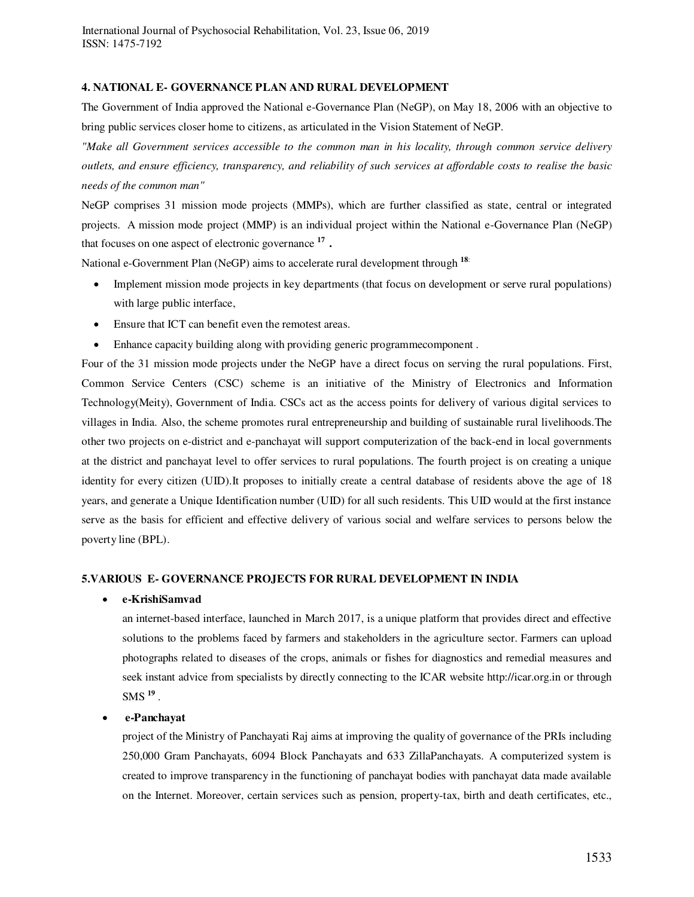## 4. NATIONAL E- GOVERNANCE PLAN AND RURAL DEVELOPMENT

The Government of India approved the National e-Governance Plan (NeGP), on May 18, 2006 with an objective to bring public services closer home to citizens, as articulated in the Vision Statement of NeGP.

*"Make all Government services accessible to the common man in his locality, through common service delivery outlets, and ensure efficiency, transparency, and reliability of such services at affordable costs to realise the basic needs of the common man"*

NeGP comprises 31 mission mode projects (MMPs), which are further classified as state, central or integrated projects. A mission mode project (MMP) is an individual project within the National e-Governance Plan (NeGP) that focuses on one aspect of electronic governance [17] .

National e-Government Plan (NeGP) aims to accelerate rural development through [18]:

- Implement mission mode projects in key departments (that focus on development or serve rural populations) with large public interface,
- Ensure that ICT can benefit even the remotest areas.
- Enhance capacity building along with providing generic programmecomponent .

Four of the 31 mission mode projects under the NeGP have a direct focus on serving the rural populations. First, Common Service Centers (CSC) scheme is an initiative of the Ministry of Electronics and Information Technology(Meity), Government of India. CSCs act as the access points for delivery of various digital services to villages in India. Also, the scheme promotes rural entrepreneurship and building of sustainable rural livelihoods.The other two projects on e-district and e-panchayat will support computerization of the back-end in local governments at the district and panchayat level to offer services to rural populations. The fourth project is on creating a unique identity for every citizen (UID).It proposes to initially create a central database of residents above the age of 18 years, and generate a Unique Identification number (UID) for all such residents. This UID would at the first instance serve as the basis for efficient and effective delivery of various social and welfare services to persons below the poverty line (BPL).

## 5.VARIOUS E- GOVERNANCE PROJECTS FOR RURAL DEVELOPMENT IN INDIA

- **e-KrishiSamvad**

  an internet-based interface, launched in March 2017, is a unique platform that provides direct and effective solutions to the problems faced by farmers and stakeholders in the agriculture sector. Farmers can upload photographs related to diseases of the crops, animals or fishes for diagnostics and remedial measures and seek instant advice from specialists by directly connecting to the ICAR website http://icar.org.in or through SMS [19] .

- **e-Panchayat**

  project of the Ministry of Panchayati Raj aims at improving the quality of governance of the PRIs including 250,000 Gram Panchayats, 6094 Block Panchayats and 633 ZillaPanchayats. A computerized system is created to improve transparency in the functioning of panchayat bodies with panchayat data made available on the Internet. Moreover, certain services such as pension, property-tax, birth and death certificates, etc.,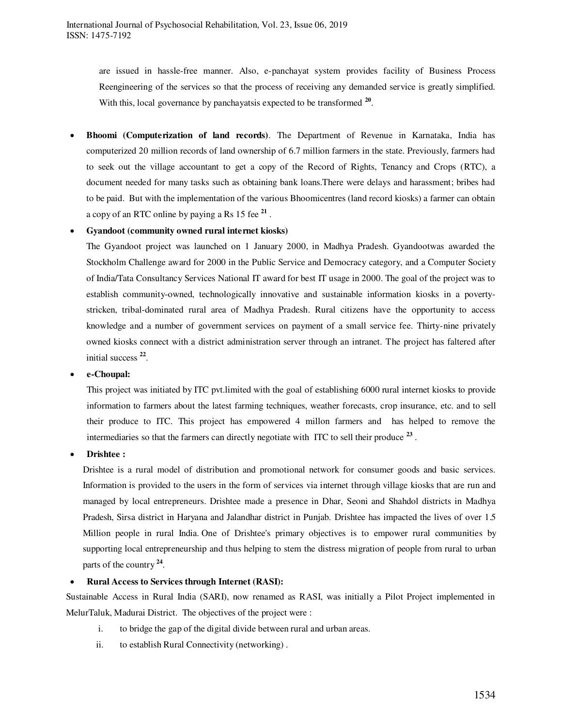are issued in hassle-free manner. Also, e-panchayat system provides facility of Business Process Reengineering of the services so that the process of receiving any demanded service is greatly simplified. With this, local governance by panchayatsis expected to be transformed [20].

- **Bhoomi (Computerization of land records)**. The Department of Revenue in Karnataka, India has computerized 20 million records of land ownership of 6.7 million farmers in the state. Previously, farmers had to seek out the village accountant to get a copy of the Record of Rights, Tenancy and Crops (RTC), a document needed for many tasks such as obtaining bank loans.There were delays and harassment; bribes had to be paid. But with the implementation of the various Bhoomicentres (land record kiosks) a farmer can obtain a copy of an RTC online by paying a Rs 15 fee [21] .
- **Gyandoot (community owned rural internet kiosks)**

  The Gyandoot project was launched on 1 January 2000, in Madhya Pradesh. Gyandootwas awarded the Stockholm Challenge award for 2000 in the Public Service and Democracy category, and a Computer Society of India/Tata Consultancy Services National IT award for best IT usage in 2000. The goal of the project was to establish community-owned, technologically innovative and sustainable information kiosks in a poverty-stricken, tribal-dominated rural area of Madhya Pradesh. Rural citizens have the opportunity to access knowledge and a number of government services on payment of a small service fee. Thirty-nine privately owned kiosks connect with a district administration server through an intranet. The project has faltered after initial success [22].
- **e-Choupal:**

  This project was initiated by ITC pvt.limited with the goal of establishing 6000 rural internet kiosks to provide information to farmers about the latest farming techniques, weather forecasts, crop insurance, etc. and to sell their produce to ITC. This project has empowered 4 millon farmers and has helped to remove the intermediaries so that the farmers can directly negotiate with ITC to sell their produce [23] .
- **Drishtee :**

  Drishtee is a rural model of distribution and promotional network for consumer goods and basic services. Information is provided to the users in the form of services via internet through village kiosks that are run and managed by local entrepreneurs. Drishtee made a presence in Dhar, Seoni and Shahdol districts in Madhya Pradesh, Sirsa district in Haryana and Jalandhar district in Punjab. Drishtee has impacted the lives of over 1.5 Million people in rural India. One of Drishtee's primary objectives is to empower rural communities by supporting local entrepreneurship and thus helping to stem the distress migration of people from rural to urban parts of the country [24].
- **Rural Access to Services through Internet (RASI):**

Sustainable Access in Rural India (SARI), now renamed as RASI, was initially a Pilot Project implemented in MelurTaluk, Madurai District. The objectives of the project were :

i. to bridge the gap of the digital divide between rural and urban areas.

ii. to establish Rural Connectivity (networking) .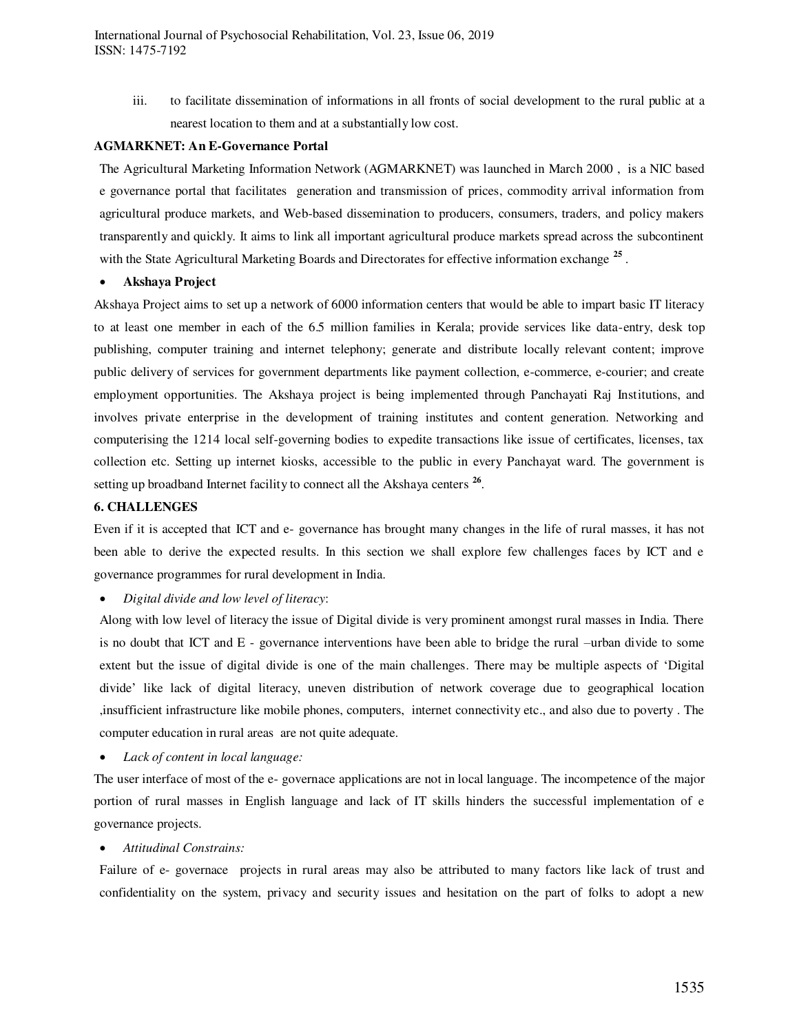iii. to facilitate dissemination of informations in all fronts of social development to the rural public at a nearest location to them and at a substantially low cost.

**AGMARKNET: An E-Governance Portal**

The Agricultural Marketing Information Network (AGMARKNET) was launched in March 2000 , is a NIC based e governance portal that facilitates generation and transmission of prices, commodity arrival information from agricultural produce markets, and Web-based dissemination to producers, consumers, traders, and policy makers transparently and quickly. It aims to link all important agricultural produce markets spread across the subcontinent with the State Agricultural Marketing Boards and Directorates for effective information exchange [25] .

- **Akshaya Project**

Akshaya Project aims to set up a network of 6000 information centers that would be able to impart basic IT literacy to at least one member in each of the 6.5 million families in Kerala; provide services like data-entry, desk top publishing, computer training and internet telephony; generate and distribute locally relevant content; improve public delivery of services for government departments like payment collection, e-commerce, e-courier; and create employment opportunities. The Akshaya project is being implemented through Panchayati Raj Institutions, and involves private enterprise in the development of training institutes and content generation. Networking and computerising the 1214 local self-governing bodies to expedite transactions like issue of certificates, licenses, tax collection etc. Setting up internet kiosks, accessible to the public in every Panchayat ward. The government is setting up broadband Internet facility to connect all the Akshaya centers [26].

**6. CHALLENGES**

Even if it is accepted that ICT and e- governance has brought many changes in the life of rural masses, it has not been able to derive the expected results. In this section we shall explore few challenges faces by ICT and e governance programmes for rural development in India.

- *Digital divide and low level of literacy*:

Along with low level of literacy the issue of Digital divide is very prominent amongst rural masses in India. There is no doubt that ICT and E - governance interventions have been able to bridge the rural –urban divide to some extent but the issue of digital divide is one of the main challenges. There may be multiple aspects of 'Digital divide' like lack of digital literacy, uneven distribution of network coverage due to geographical location ,insufficient infrastructure like mobile phones, computers, internet connectivity etc., and also due to poverty . The computer education in rural areas are not quite adequate.

- *Lack of content in local language:*

The user interface of most of the e- governace applications are not in local language. The incompetence of the major portion of rural masses in English language and lack of IT skills hinders the successful implementation of e governance projects.

- *Attitudinal Constrains:*

Failure of e- governace projects in rural areas may also be attributed to many factors like lack of trust and confidentiality on the system, privacy and security issues and hesitation on the part of folks to adopt a new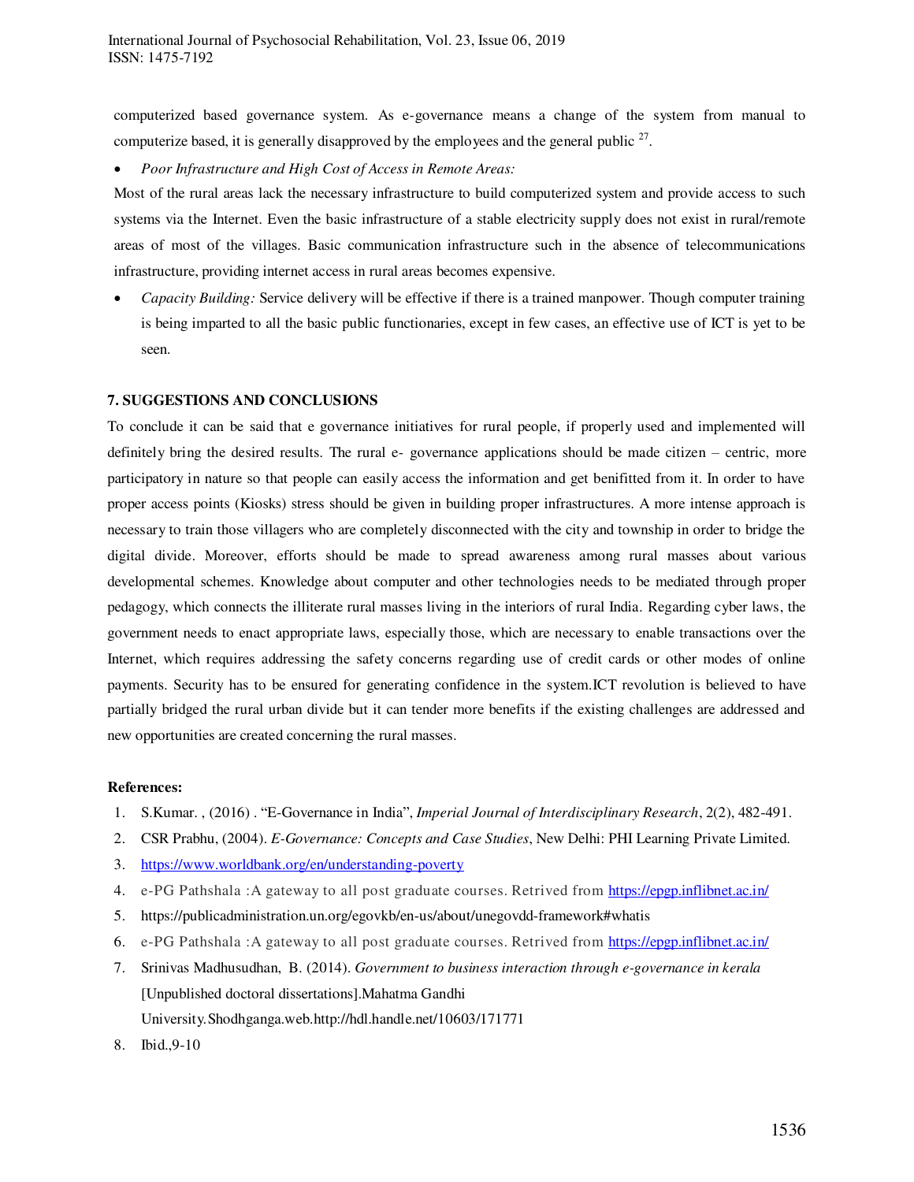computerized based governance system. As e-governance means a change of the system from manual to computerize based, it is generally disapproved by the employees and the general public [27].

- *Poor Infrastructure and High Cost of Access in Remote Areas:*

Most of the rural areas lack the necessary infrastructure to build computerized system and provide access to such systems via the Internet. Even the basic infrastructure of a stable electricity supply does not exist in rural/remote areas of most of the villages. Basic communication infrastructure such in the absence of telecommunications infrastructure, providing internet access in rural areas becomes expensive.

- *Capacity Building:* Service delivery will be effective if there is a trained manpower. Though computer training is being imparted to all the basic public functionaries, except in few cases, an effective use of ICT is yet to be seen.

## 7. SUGGESTIONS AND CONCLUSIONS

To conclude it can be said that e governance initiatives for rural people, if properly used and implemented will definitely bring the desired results. The rural e- governance applications should be made citizen – centric, more participatory in nature so that people can easily access the information and get benifitted from it. In order to have proper access points (Kiosks) stress should be given in building proper infrastructures. A more intense approach is necessary to train those villagers who are completely disconnected with the city and township in order to bridge the digital divide. Moreover, efforts should be made to spread awareness among rural masses about various developmental schemes. Knowledge about computer and other technologies needs to be mediated through proper pedagogy, which connects the illiterate rural masses living in the interiors of rural India. Regarding cyber laws, the government needs to enact appropriate laws, especially those, which are necessary to enable transactions over the Internet, which requires addressing the safety concerns regarding use of credit cards or other modes of online payments. Security has to be ensured for generating confidence in the system.ICT revolution is believed to have partially bridged the rural urban divide but it can tender more benefits if the existing challenges are addressed and new opportunities are created concerning the rural masses.

**References:**

1. S.Kumar. , (2016) . "E-Governance in India", *Imperial Journal of Interdisciplinary Research*, 2(2), 482-491.
2. CSR Prabhu, (2004). *E-Governance: Concepts and Case Studies*, New Delhi: PHI Learning Private Limited.
3. https://www.worldbank.org/en/understanding-poverty
4. e-PG Pathshala :A gateway to all post graduate courses. Retrived from https://epgp.inflibnet.ac.in/
5. https://publicadministration.un.org/egovkb/en-us/about/unegovdd-framework#whatis
6. e-PG Pathshala :A gateway to all post graduate courses. Retrived from https://epgp.inflibnet.ac.in/
7. Srinivas Madhusudhan, B. (2014). *Government to business interaction through e-governance in kerala* [Unpublished doctoral dissertations].Mahatma Gandhi University.Shodhganga.web.http://hdl.handle.net/10603/171771
8. Ibid.,9-10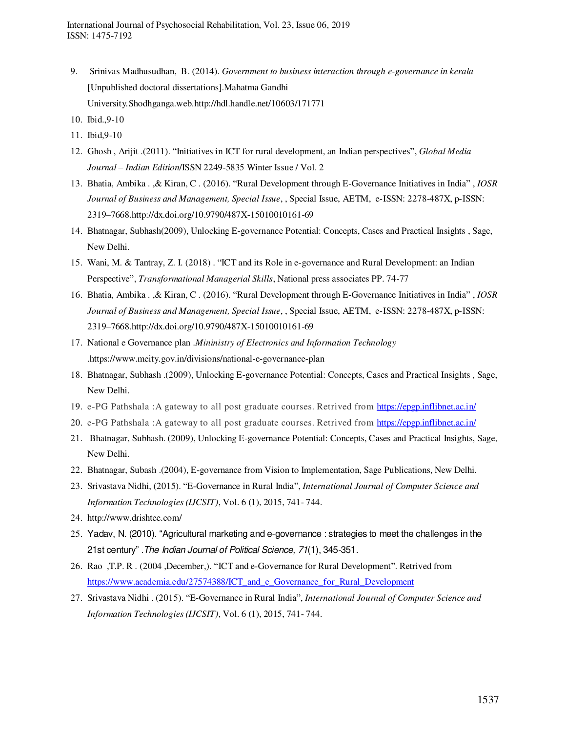9. Srinivas Madhusudhan, B. (2014). *Government to business interaction through e-governance in kerala* [Unpublished doctoral dissertations].Mahatma Gandhi University.Shodhganga.web.http://hdl.handle.net/10603/171771
10. Ibid.,9-10
11. Ibid,9-10
12. Ghosh , Arijit .(2011). "Initiatives in ICT for rural development, an Indian perspectives", *Global Media Journal – Indian Edition*/ISSN 2249-5835 Winter Issue / Vol. 2
13. Bhatia, Ambika . ,& Kiran, C . (2016). "Rural Development through E-Governance Initiatives in India" , *IOSR Journal of Business and Management, Special Issue*, , Special Issue, AETM, e-ISSN: 2278-487X, p-ISSN: 2319–7668.http://dx.doi.org/10.9790/487X-15010010161-69
14. Bhatnagar, Subhash(2009), Unlocking E-governance Potential: Concepts, Cases and Practical Insights , Sage, New Delhi.
15. Wani, M. & Tantray, Z. I. (2018) . "ICT and its Role in e-governance and Rural Development: an Indian Perspective", *Transformational Managerial Skills*, National press associates PP. 74-77
16. Bhatia, Ambika . ,& Kiran, C . (2016). "Rural Development through E-Governance Initiatives in India" , *IOSR Journal of Business and Management, Special Issue*, , Special Issue, AETM, e-ISSN: 2278-487X, p-ISSN: 2319–7668.http://dx.doi.org/10.9790/487X-15010010161-69
17. National e Governance plan .*Mininistry of Electronics and Information Technology* .https://www.meity.gov.in/divisions/national-e-governance-plan
18. Bhatnagar, Subhash .(2009), Unlocking E-governance Potential: Concepts, Cases and Practical Insights , Sage, New Delhi.
19. e-PG Pathshala :A gateway to all post graduate courses. Retrived from https://epgp.inflibnet.ac.in/
20. e-PG Pathshala :A gateway to all post graduate courses. Retrived from https://epgp.inflibnet.ac.in/
21. Bhatnagar, Subhash. (2009), Unlocking E-governance Potential: Concepts, Cases and Practical Insights, Sage, New Delhi.
22. Bhatnagar, Subash .(2004), E-governance from Vision to Implementation, Sage Publications, New Delhi.
23. Srivastava Nidhi, (2015). "E-Governance in Rural India", *International Journal of Computer Science and Information Technologies (IJCSIT)*, Vol. 6 (1), 2015, 741- 744.
24. http://www.drishtee.com/
25. Yadav, N. (2010). "Agricultural marketing and e-governance : strategies to meet the challenges in the 21st century" .*The Indian Journal of Political Science, 71*(1), 345-351.
26. Rao ,T.P. R . (2004 ,December,). "ICT and e-Governance for Rural Development". Retrived from https://www.academia.edu/27574388/ICT_and_e_Governance_for_Rural_Development
27. Srivastava Nidhi . (2015). "E-Governance in Rural India", *International Journal of Computer Science and Information Technologies (IJCSIT)*, Vol. 6 (1), 2015, 741- 744.